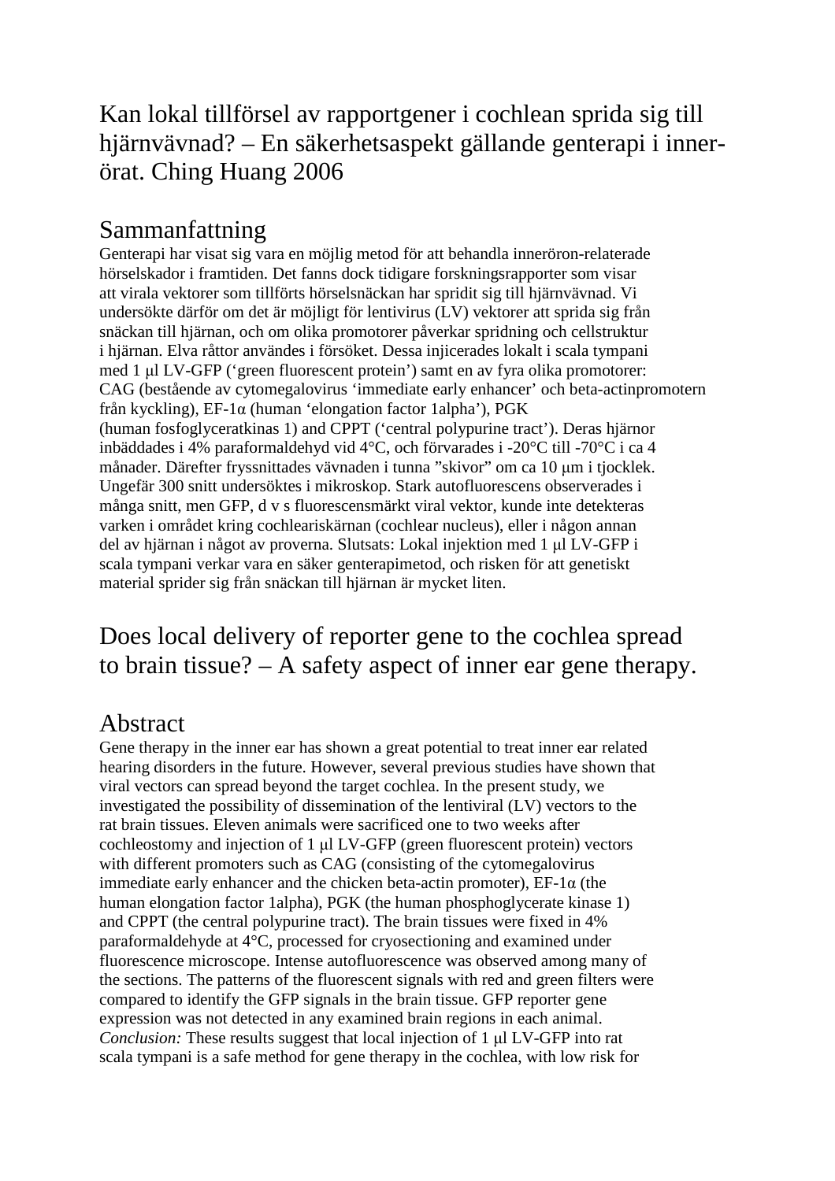# Kan lokal tillförsel av rapportgener i cochlean sprida sig till hjärnvävnad? – En säkerhetsaspekt gällande genterapi i innerörat. Ching Huang 2006

## Sammanfattning

Genterapi har visat sig vara en möjlig metod för att behandla inneröron-relaterade hörselskador i framtiden. Det fanns dock tidigare forskningsrapporter som visar att virala vektorer som tillförts hörselsnäckan har spridit sig till hjärnvävnad. Vi undersökte därför om det är möjligt för lentivirus (LV) vektorer att sprida sig från snäckan till hjärnan, och om olika promotorer påverkar spridning och cellstruktur i hjärnan. Elva råttor användes i försöket. Dessa injicerades lokalt i scala tympani med 1 μl LV-GFP ('green fluorescent protein') samt en av fyra olika promotorer: CAG (bestående av cytomegalovirus 'immediate early enhancer' och beta-actinpromotern från kyckling), EF-1α (human 'elongation factor 1alpha'), PGK (human fosfoglyceratkinas 1) and CPPT ('central polypurine tract'). Deras hjärnor inbäddades i 4% paraformaldehyd vid 4°C, och förvarades i -20°C till -70°C i ca 4 månader. Därefter fryssnittades vävnaden i tunna "skivor" om ca 10 μm i tjocklek. Ungefär 300 snitt undersöktes i mikroskop. Stark autofluorescens observerades i många snitt, men GFP, d v s fluorescensmärkt viral vektor, kunde inte detekteras varken i området kring cochleariskärnan (cochlear nucleus), eller i någon annan del av hjärnan i något av proverna. Slutsats: Lokal injektion med 1 μl LV-GFP i scala tympani verkar vara en säker genterapimetod, och risken för att genetiskt material sprider sig från snäckan till hjärnan är mycket liten.

# Does local delivery of reporter gene to the cochlea spread to brain tissue? – A safety aspect of inner ear gene therapy.

## Abstract

Gene therapy in the inner ear has shown a great potential to treat inner ear related hearing disorders in the future. However, several previous studies have shown that viral vectors can spread beyond the target cochlea. In the present study, we investigated the possibility of dissemination of the lentiviral (LV) vectors to the rat brain tissues. Eleven animals were sacrificed one to two weeks after cochleostomy and injection of 1 μl LV-GFP (green fluorescent protein) vectors with different promoters such as CAG (consisting of the cytomegalovirus immediate early enhancer and the chicken beta-actin promoter), EF-1α (the human elongation factor 1alpha), PGK (the human phosphoglycerate kinase 1) and CPPT (the central polypurine tract). The brain tissues were fixed in 4% paraformaldehyde at 4°C, processed for cryosectioning and examined under fluorescence microscope. Intense autofluorescence was observed among many of the sections. The patterns of the fluorescent signals with red and green filters were compared to identify the GFP signals in the brain tissue. GFP reporter gene expression was not detected in any examined brain regions in each animal. *Conclusion:* These results suggest that local injection of 1 μl LV-GFP into rat scala tympani is a safe method for gene therapy in the cochlea, with low risk for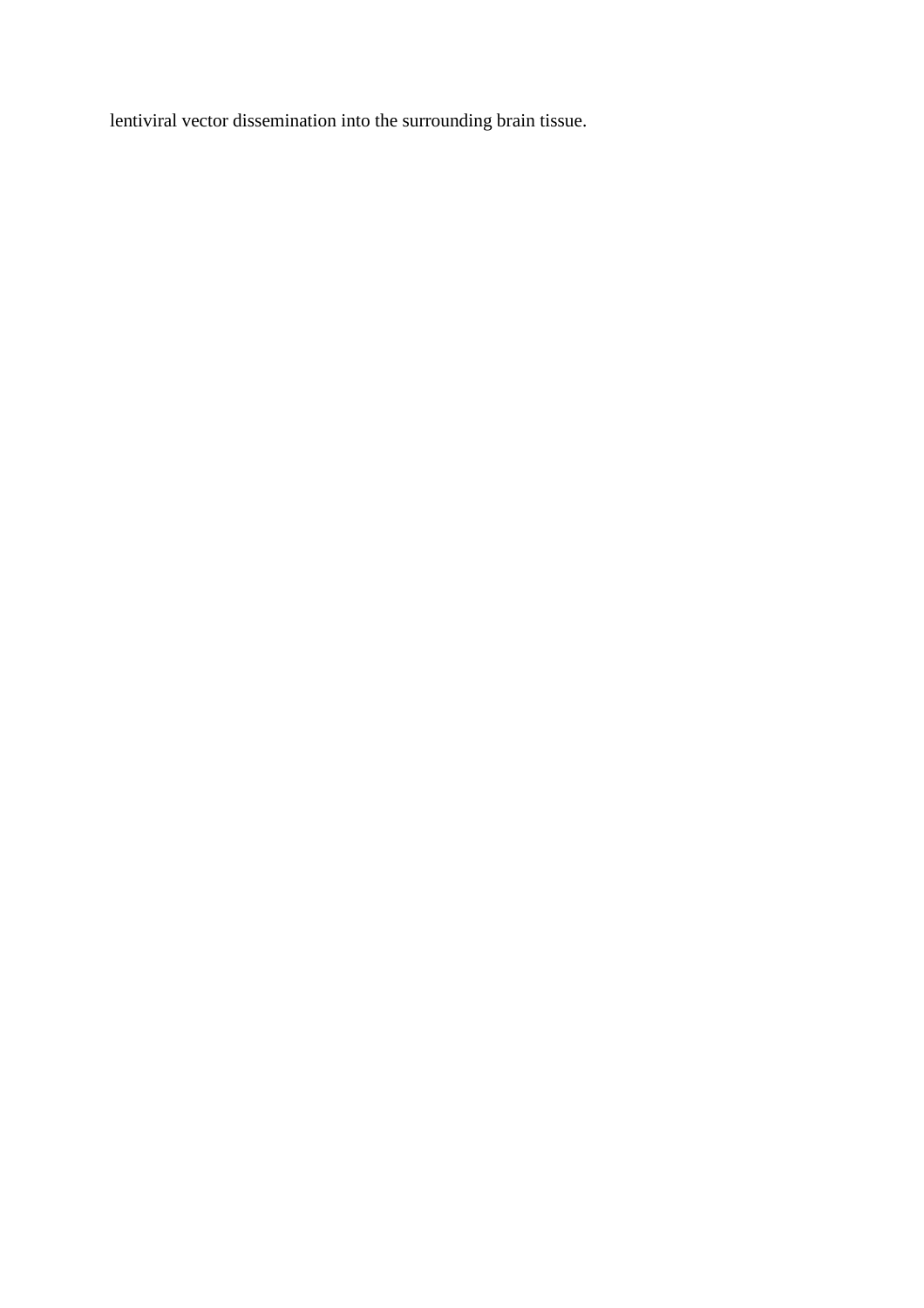lentiviral vector dissemination into the surrounding brain tissue.